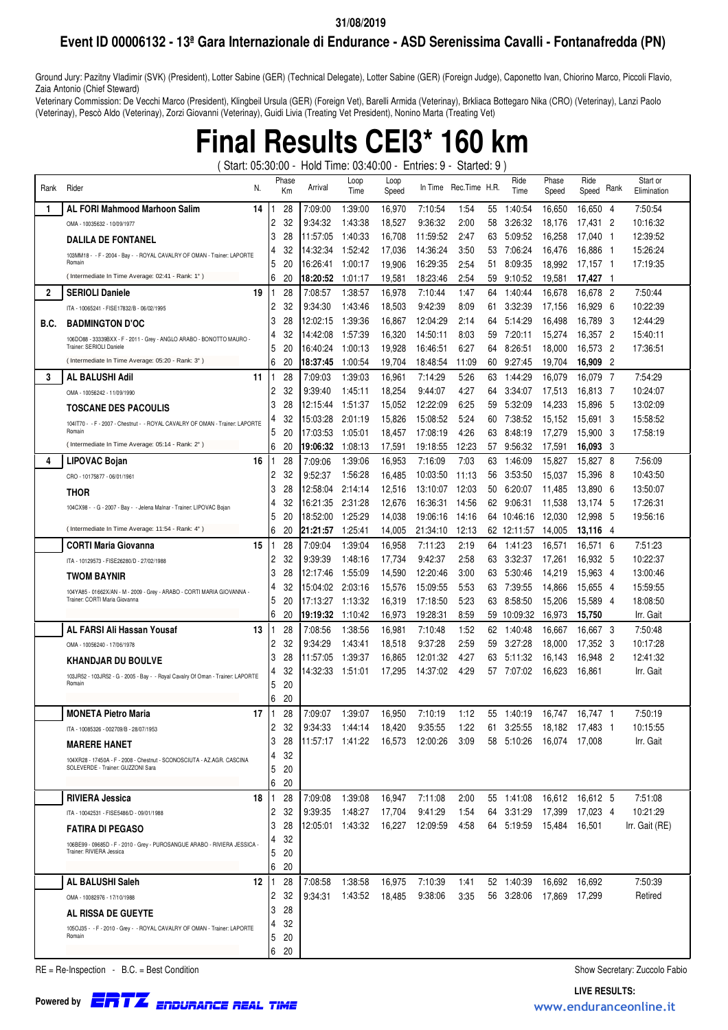31/08/2019

## Event ID 00006132 - 13ª Gara Internazionale di Endurance - ASD Serenissima Cavalli - Fontanafredda (PN)

Ground Jury: Pazitny Vladimir (SVK) (President), Lotter Sabine (GER) (Technical Delegate), Lotter Sabine (GER) (Foreign Judge), Caponetto Ivan, Chiorino Marco, Piccoli Flavio, Zaia Antonio (Chief Steward)

Veterinary Commission: De Vecchi Marco (President), Klingbeil Ursula (GER) (Foreign Vet), Barelli Armida (Veterinay), Brkliaca Bottegaro Nika (CRO) (Veterinay), Lanzi Paolo (Veterinay), Pescò Aldo (Veterinay), Zorzi Giovanni (Veterinay), Guidi Livia (Treating Vet President), Nonino Marta (Treating Vet)

# Final Results CEI3* 160 km

( Start: 05:30:00 - Hold Time: 03:40:00 - Entries: 9 - Started: 9 )

| Rank | Rider | N. | Phase | Km | Arrival | Loop Time | Loop Speed | In Time | Rec.Time | H.R. | Ride Time | Phase Speed | Ride Speed | Rank | Start or Elimination |
|---|---|---|---|---|---|---|---|---|---|---|---|---|---|---|---|
| 1 | **AL FORI Mahmood Marhoon Salim** | 14 | 1 | 28 | 7:09:00 | 1:39:00 | 16,970 | 7:10:54 | 1:54 | 55 | 1:40:54 | 16,650 | 16,650 | 4 | 7:50:54 |
| | OMA - 10035632 - 10/09/1977 | | 2 | 32 | 9:34:32 | 1:43:38 | 18,527 | 9:36:32 | 2:00 | 58 | 3:26:32 | 18,176 | 17,431 | 2 | 10:16:32 |
| | **DALILA DE FONTANEL** | | 3 | 28 | 11:57:05 | 1:40:33 | 16,708 | 11:59:52 | 2:47 | 63 | 5:09:52 | 16,258 | 17,040 | 1 | 12:39:52 |
| | 103MM18 - - F - 2004 - Bay - - ROYAL CAVALRY OF OMAN - Trainer: LAPORTE Romain | | 4 | 32 | 14:32:34 | 1:52:42 | 17,036 | 14:36:24 | 3:50 | 53 | 7:06:24 | 16,476 | 16,886 | 1 | 15:26:24 |
| | | | 5 | 20 | 16:26:41 | 1:00:17 | 19,906 | 16:29:35 | 2:54 | 51 | 8:09:35 | 18,992 | 17,157 | 1 | 17:19:35 |
| | ( Intermediate In Time Average: 02:41 - Rank: 1° ) | | 6 | 20 | **18:20:52** | 1:01:17 | 19,581 | 18:23:46 | 2:54 | 59 | 9:10:52 | 19,581 | **17,427** | 1 | |
| 2 | **SERIOLI Daniele** | 19 | 1 | 28 | 7:08:57 | 1:38:57 | 16,978 | 7:10:44 | 1:47 | 64 | 1:40:44 | 16,678 | 16,678 | 2 | 7:50:44 |
| | ITA - 10065241 - FISE17832/B - 06/02/1995 | | 2 | 32 | 9:34:30 | 1:43:46 | 18,503 | 9:42:39 | 8:09 | 61 | 3:32:39 | 17,156 | 16,929 | 6 | 10:22:39 |
| B.C. | **BADMINGTON D'OC** | | 3 | 28 | 12:02:15 | 1:39:36 | 16,867 | 12:04:29 | 2:14 | 64 | 5:14:29 | 16,498 | 16,789 | 3 | 12:44:29 |
| | 106DO88 - 33339BXX - F - 2011 - Grey - ANGLO ARABO - BONOTTO MAURO - Trainer: SERIOLI Daniele | | 4 | 32 | 14:42:08 | 1:57:39 | 16,320 | 14:50:11 | 8:03 | 59 | 7:20:11 | 15,274 | 16,357 | 2 | 15:40:11 |
| | | | 5 | 20 | 16:40:24 | 1:00:13 | 19,928 | 16:46:51 | 6:27 | 64 | 8:26:51 | 18,000 | 16,573 | 2 | 17:36:51 |
| | ( Intermediate In Time Average: 05:20 - Rank: 3° ) | | 6 | 20 | **18:37:45** | 1:00:54 | 19,704 | 18:48:54 | 11:09 | 60 | 9:27:45 | 19,704 | **16,909** | 2 | |
| 3 | **AL BALUSHI Adil** | 11 | 1 | 28 | 7:09:03 | 1:39:03 | 16,961 | 7:14:29 | 5:26 | 63 | 1:44:29 | 16,079 | 16,079 | 7 | 7:54:29 |
| | OMA - 10056242 - 11/09/1990 | | 2 | 32 | 9:39:40 | 1:45:11 | 18,254 | 9:44:07 | 4:27 | 64 | 3:34:07 | 17,513 | 16,813 | 7 | 10:24:07 |
| | **TOSCANE DES PACOULIS** | | 3 | 28 | 12:15:44 | 1:51:37 | 15,052 | 12:22:09 | 6:25 | 59 | 5:32:09 | 14,233 | 15,896 | 5 | 13:02:09 |
| | 104IT70 - - F - 2007 - Chestnut - - ROYAL CAVALRY OF OMAN - Trainer: LAPORTE Romain | | 4 | 32 | 15:03:28 | 2:01:19 | 15,826 | 15:08:52 | 5:24 | 60 | 7:38:52 | 15,152 | 15,691 | 3 | 15:58:52 |
| | | | 5 | 20 | 17:03:53 | 1:05:01 | 18,457 | 17:08:19 | 4:26 | 63 | 8:48:19 | 17,279 | 15,900 | 3 | 17:58:19 |
| | ( Intermediate In Time Average: 05:14 - Rank: 2° ) | | 6 | 20 | **19:06:32** | 1:08:13 | 17,591 | 19:18:55 | 12:23 | 57 | 9:56:32 | 17,591 | **16,093** | 3 | |
| 4 | **LIPOVAC Bojan** | 16 | 1 | 28 | 7:09:06 | 1:39:06 | 16,953 | 7:16:09 | 7:03 | 63 | 1:46:09 | 15,827 | 15,827 | 8 | 7:56:09 |
| | CRO - 10175877 - 06/01/1961 | | 2 | 32 | 9:52:37 | 1:56:28 | 16,485 | 10:03:50 | 11:13 | 56 | 3:53:50 | 15,037 | 15,396 | 8 | 10:43:50 |
| | **THOR** | | 3 | 28 | 12:58:04 | 2:14:14 | 12,516 | 13:10:07 | 12:03 | 50 | 6:20:07 | 11,485 | 13,890 | 6 | 13:50:07 |
| | 104CX98 - - G - 2007 - Bay - - Jelena Malnar - Trainer: LIPOVAC Bojan | | 4 | 32 | 16:21:35 | 2:31:28 | 12,676 | 16:36:31 | 14:56 | 62 | 9:06:31 | 11,538 | 13,174 | 5 | 17:26:31 |
| | | | 5 | 20 | 18:52:00 | 1:25:29 | 14,038 | 19:06:16 | 14:16 | 64 | 10:46:16 | 12,030 | 12,998 | 5 | 19:56:16 |
| | ( Intermediate In Time Average: 11:54 - Rank: 4° ) | | 6 | 20 | **21:21:57** | 1:25:41 | 14,005 | 21:34:10 | 12:13 | 62 | 12:11:57 | 14,005 | **13,116** | 4 | |
| | **CORTI Maria Giovanna** | 15 | 1 | 28 | 7:09:04 | 1:39:04 | 16,958 | 7:11:23 | 2:19 | 64 | 1:41:23 | 16,571 | 16,571 | 6 | 7:51:23 |
| | ITA - 10129573 - FISE26280/D - 27/02/1988 | | 2 | 32 | 9:39:39 | 1:48:16 | 17,734 | 9:42:37 | 2:58 | 63 | 3:32:37 | 17,261 | 16,932 | 5 | 10:22:37 |
| | **TWOM BAYNIR** | | 3 | 28 | 12:17:46 | 1:55:09 | 14,590 | 12:20:46 | 3:00 | 63 | 5:30:46 | 14,219 | 15,963 | 4 | 13:00:46 |
| | 104YA85 - 01662X/AN - M - 2009 - Grey - ARABO - CORTI MARIA GIOVANNA - Trainer: CORTI Maria Giovanna | | 4 | 32 | 15:04:02 | 2:03:16 | 15,576 | 15:09:55 | 5:53 | 63 | 7:39:55 | 14,866 | 15,655 | 4 | 15:59:55 |
| | | | 5 | 20 | 17:13:27 | 1:13:32 | 16,319 | 17:18:50 | 5:23 | 63 | 8:58:50 | 15,206 | 15,589 | 4 | 18:08:50 |
| | | | 6 | 20 | **19:19:32** | 1:10:42 | 16,973 | 19:28:31 | 8:59 | 59 | 10:09:32 | 16,973 | **15,750** | | Irr. Gait |
| | **AL FARSI Ali Hassan Yousaf** | 13 | 1 | 28 | 7:08:56 | 1:38:56 | 16,981 | 7:10:48 | 1:52 | 62 | 1:40:48 | 16,667 | 16,667 | 3 | 7:50:48 |
| | OMA - 10056240 - 17/06/1978 | | 2 | 32 | 9:34:29 | 1:43:41 | 18,518 | 9:37:28 | 2:59 | 59 | 3:27:28 | 18,000 | 17,352 | 3 | 10:17:28 |
| | **KHANDJAR DU BOULVE** | | 3 | 28 | 11:57:05 | 1:39:37 | 16,865 | 12:01:32 | 4:27 | 63 | 5:11:32 | 16,143 | 16,948 | 2 | 12:41:32 |
| | 103JR52 - 103JR52 - G - 2005 - Bay - - Royal Cavalry Of Oman - Trainer: LAPORTE Romain | | 4 | 32 | 14:32:33 | 1:51:01 | 17,295 | 14:37:02 | 4:29 | 57 | 7:07:02 | 16,623 | 16,861 | | Irr. Gait |
| | | | 5 | 20 | | | | | | | | | | | |
| | | | 6 | 20 | | | | | | | | | | | |
| | **MONETA Pietro Maria** | 17 | 1 | 28 | 7:09:07 | 1:39:07 | 16,950 | 7:10:19 | 1:12 | 55 | 1:40:19 | 16,747 | 16,747 | 1 | 7:50:19 |
| | ITA - 10085326 - 002709/B - 28/07/1953 | | 2 | 32 | 9:34:33 | 1:44:14 | 18,420 | 9:35:55 | 1:22 | 61 | 3:25:55 | 18,182 | 17,483 | 1 | 10:15:55 |
| | **MARERE HANET** | | 3 | 28 | 11:57:17 | 1:41:22 | 16,573 | 12:00:26 | 3:09 | 58 | 5:10:26 | 16,074 | 17,008 | | Irr. Gait |
| | 104XR28 - 17450A - F - 2008 - Chestnut - SCONOSCIUTA - AZ.AGR. CASCINA SOLEVERDE - Trainer: GUZZONI Sara | | 4 | 32 | | | | | | | | | | | |
| | | | 5 | 20 | | | | | | | | | | | |
| | | | 6 | 20 | | | | | | | | | | | |
| | **RIVIERA Jessica** | 18 | 1 | 28 | 7:09:08 | 1:39:08 | 16,947 | 7:11:08 | 2:00 | 55 | 1:41:08 | 16,612 | 16,612 | 5 | 7:51:08 |
| | ITA - 10042531 - FISE5486/D - 09/01/1988 | | 2 | 32 | 9:39:35 | 1:48:27 | 17,704 | 9:41:29 | 1:54 | 64 | 3:31:29 | 17,399 | 17,023 | 4 | 10:21:29 |
| | **FATIRA DI PEGASO** | | 3 | 28 | 12:05:01 | 1:43:32 | 16,227 | 12:09:59 | 4:58 | 64 | 5:19:59 | 15,484 | 16,501 | | Irr. Gait (RE) |
| | 106BE99 - 09685D - F - 2010 - Grey - PUROSANGUE ARABO - RIVIERA JESSICA - Trainer: RIVIERA Jessica | | 4 | 32 | | | | | | | | | | | |
| | | | 5 | 20 | | | | | | | | | | | |
| | | | 6 | 20 | | | | | | | | | | | |
| | **AL BALUSHI Saleh** | 12 | 1 | 28 | 7:08:58 | 1:38:58 | 16,975 | 7:10:39 | 1:41 | 52 | 1:40:39 | 16,692 | 16,692 | | 7:50:39 |
| | OMA - 10082976 - 17/10/1988 | | 2 | 32 | 9:34:31 | 1:43:52 | 18,485 | 9:38:06 | 3:35 | 56 | 3:28:06 | 17,869 | 17,299 | | Retired |
| | **AL RISSA DE GUEYTE** | | 3 | 28 | | | | | | | | | | | |
| | 105OJ35 - - F - 2010 - Grey - - ROYAL CAVALRY OF OMAN - Trainer: LAPORTE Romain | | 4 | 32 | | | | | | | | | | | |
| | | | 5 | 20 | | | | | | | | | | | |
| | | | 6 | 20 | | | | | | | | | | | |

RE = Re-Inspection - B.C. = Best Condition

Show Secretary: Zuccolo Fabio

Powered by ERTZ ENDURANCE REAL TIME

LIVE RESULTS: www.enduranceonline.it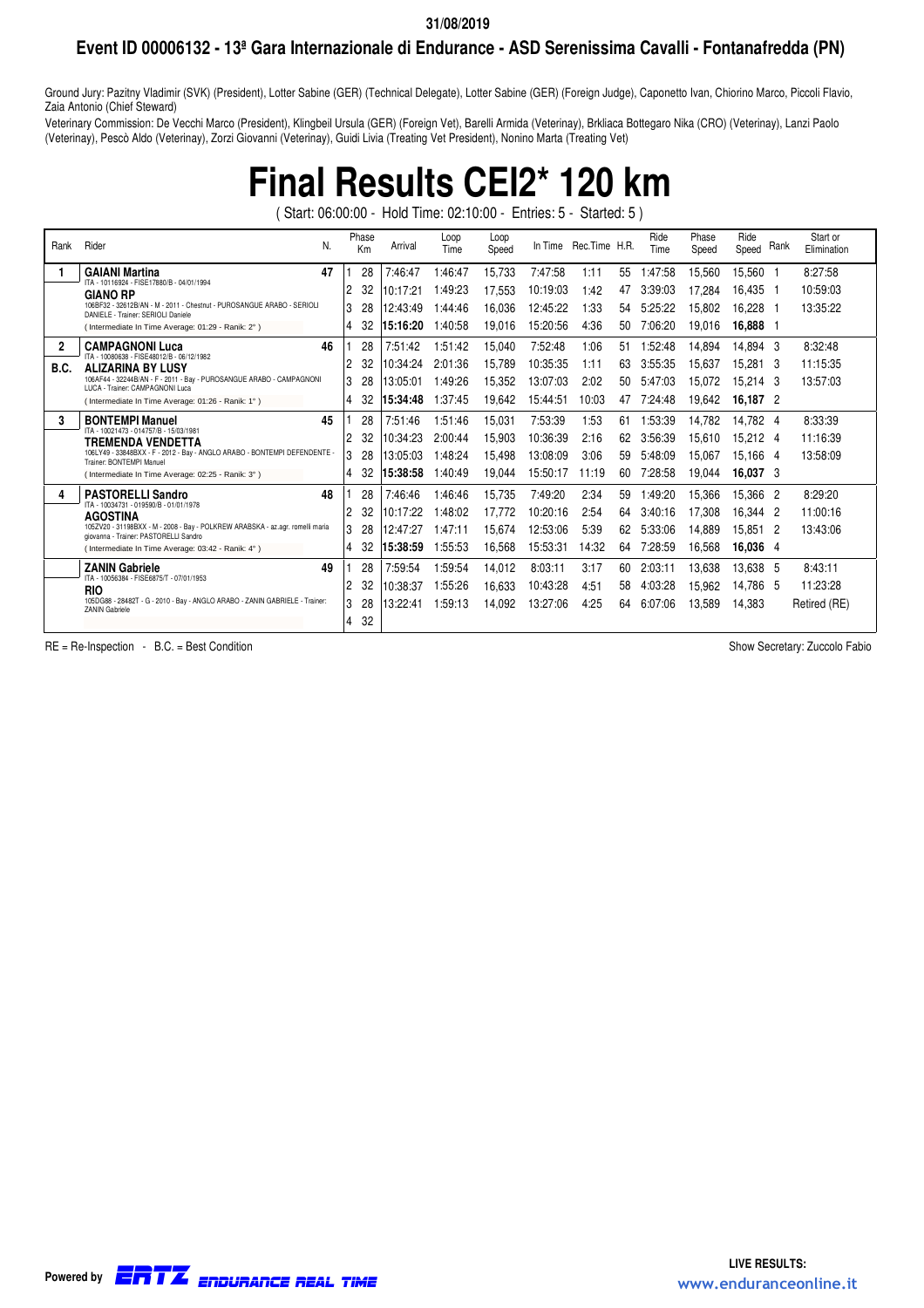31/08/2019

## Event ID 00006132 - 13ª Gara Internazionale di Endurance - ASD Serenissima Cavalli - Fontanafredda (PN)

Ground Jury: Pazitny Vladimir (SVK) (President), Lotter Sabine (GER) (Technical Delegate), Lotter Sabine (GER) (Foreign Judge), Caponetto Ivan, Chiorino Marco, Piccoli Flavio, Zaia Antonio (Chief Steward)

Veterinary Commission: De Vecchi Marco (President), Klingbeil Ursula (GER) (Foreign Vet), Barelli Armida (Veterinay), Brkliaca Bottegaro Nika (CRO) (Veterinay), Lanzi Paolo (Veterinay), Pescò Aldo (Veterinay), Zorzi Giovanni (Veterinay), Guidi Livia (Treating Vet President), Nonino Marta (Treating Vet)

# Final Results CEI2* 120 km

( Start: 06:00:00 - Hold Time: 02:10:00 - Entries: 5 - Started: 5 )

| Rank | Rider | N. | Phase | Km | Arrival | Loop Time | Loop Speed | In Time | Rec.Time | H.R. | Ride Time | Phase Speed | Ride Speed | Rank | Start or Elimination |
|---|---|---|---|---|---|---|---|---|---|---|---|---|---|---|---|
| 1 | **GAIANI Martina** ITA - 10116924 - FISE17880/B - 04/01/1994 | 47 | 1 | 28 | 7:46:47 | 1:46:47 | 15,733 | 7:47:58 | 1:11 | 55 | 1:47:58 | 15,560 | 15,560 | 1 | 8:27:58 |
| | **GIANO RP** | | 2 | 32 | 10:17:21 | 1:49:23 | 17,553 | 10:19:03 | 1:42 | 47 | 3:39:03 | 17,284 | 16,435 | 1 | 10:59:03 |
| | 106BF32 - 32612B/AN - M - 2011 - Chestnut - PUROSANGUE ARABO - SERIOLI DANIELE - Trainer: SERIOLI Daniele | | 3 | 28 | 12:43:49 | 1:44:46 | 16,036 | 12:45:22 | 1:33 | 54 | 5:25:22 | 15,802 | 16,228 | 1 | 13:35:22 |
| | ( Intermediate In Time Average: 01:29 - Ranik: 2° ) | | 4 | 32 | **15:16:20** | 1:40:58 | 19,016 | 15:20:56 | 4:36 | 50 | 7:06:20 | 19,016 | **16,888** | 1 | |
| 2 | **CAMPAGNONI Luca** ITA - 10080638 - FISE48012/B - 06/12/1982 | 46 | 1 | 28 | 7:51:42 | 1:51:42 | 15,040 | 7:52:48 | 1:06 | 51 | 1:52:48 | 14,894 | 14,894 | 3 | 8:32:48 |
| B.C. | **ALIZARINA BY LUSY** | | 2 | 32 | 10:34:24 | 2:01:36 | 15,789 | 10:35:35 | 1:11 | 63 | 3:55:35 | 15,637 | 15,281 | 3 | 11:15:35 |
| | 106AF44 - 32244B/AN - F - 2011 - Bay - PUROSANGUE ARABO - CAMPAGNONI LUCA - Trainer: CAMPAGNONI Luca | | 3 | 28 | 13:05:01 | 1:49:26 | 15,352 | 13:07:03 | 2:02 | 50 | 5:47:03 | 15,072 | 15,214 | 3 | 13:57:03 |
| | ( Intermediate In Time Average: 01:26 - Ranik: 1° ) | | 4 | 32 | **15:34:48** | 1:37:45 | 19,642 | 15:44:51 | 10:03 | 47 | 7:24:48 | 19,642 | **16,187** | 2 | |
| 3 | **BONTEMPI Manuel** ITA - 10021473 - 014757/B - 15/03/1981 | 45 | 1 | 28 | 7:51:46 | 1:51:46 | 15,031 | 7:53:39 | 1:53 | 61 | 1:53:39 | 14,782 | 14,782 | 4 | 8:33:39 |
| | **TREMENDA VENDETTA** | | 2 | 32 | 10:34:23 | 2:00:44 | 15,903 | 10:36:39 | 2:16 | 62 | 3:56:39 | 15,610 | 15,212 | 4 | 11:16:39 |
| | 106LY49 - 33848BXX - F - 2012 - Bay - ANGLO ARABO - BONTEMPI DEFENDENTE - Trainer: BONTEMPI Manuel | | 3 | 28 | 13:05:03 | 1:48:24 | 15,498 | 13:08:09 | 3:06 | 59 | 5:48:09 | 15,067 | 15,166 | 4 | 13:58:09 |
| | ( Intermediate In Time Average: 02:25 - Ranik: 3° ) | | 4 | 32 | **15:38:58** | 1:40:49 | 19,044 | 15:50:17 | 11:19 | 60 | 7:28:58 | 19,044 | **16,037** | 3 | |
| 4 | **PASTORELLI Sandro** ITA - 10034731 - 019590/B - 01/01/1978 | 48 | 1 | 28 | 7:46:46 | 1:46:46 | 15,735 | 7:49:20 | 2:34 | 59 | 1:49:20 | 15,366 | 15,366 | 2 | 8:29:20 |
| | **AGOSTINA** | | 2 | 32 | 10:17:22 | 1:48:02 | 17,772 | 10:20:16 | 2:54 | 64 | 3:40:16 | 17,308 | 16,344 | 2 | 11:00:16 |
| | 105ZV20 - 31198BXX - M - 2008 - Bay - POLKREW ARABSKA - az.agr. romelli maria giovanna - Trainer: PASTORELLI Sandro | | 3 | 28 | 12:47:27 | 1:47:11 | 15,674 | 12:53:06 | 5:39 | 62 | 5:33:06 | 14,889 | 15,851 | 2 | 13:43:06 |
| | ( Intermediate In Time Average: 03:42 - Ranik: 4° ) | | 4 | 32 | **15:38:59** | 1:55:53 | 16,568 | 15:53:31 | 14:32 | 64 | 7:28:59 | 16,568 | **16,036** | 4 | |
| | **ZANIN Gabriele** ITA - 10056384 - FISE6875/T - 07/01/1953 | 49 | 1 | 28 | 7:59:54 | 1:59:54 | 14,012 | 8:03:11 | 3:17 | 60 | 2:03:11 | 13,638 | 13,638 | 5 | 8:43:11 |
| | **RIO** | | 2 | 32 | 10:38:37 | 1:55:26 | 16,633 | 10:43:28 | 4:51 | 58 | 4:03:28 | 15,962 | 14,786 | 5 | 11:23:28 |
| | 105DG88 - 28482T - G - 2010 - Bay - ANGLO ARABO - ZANIN GABRIELE - Trainer: ZANIN Gabriele | | 3 | 28 | 13:22:41 | 1:59:13 | 14,092 | 13:27:06 | 4:25 | 64 | 6:07:06 | 13,589 | 14,383 | | Retired (RE) |
| | | | 4 | 32 | | | | | | | | | | | |

RE = Re-Inspection - B.C. = Best Condition

Show Secretary: Zuccolo Fabio

Powered by ERTZ ENDURANCE REAL TIME

LIVE RESULTS: www.enduranceonline.it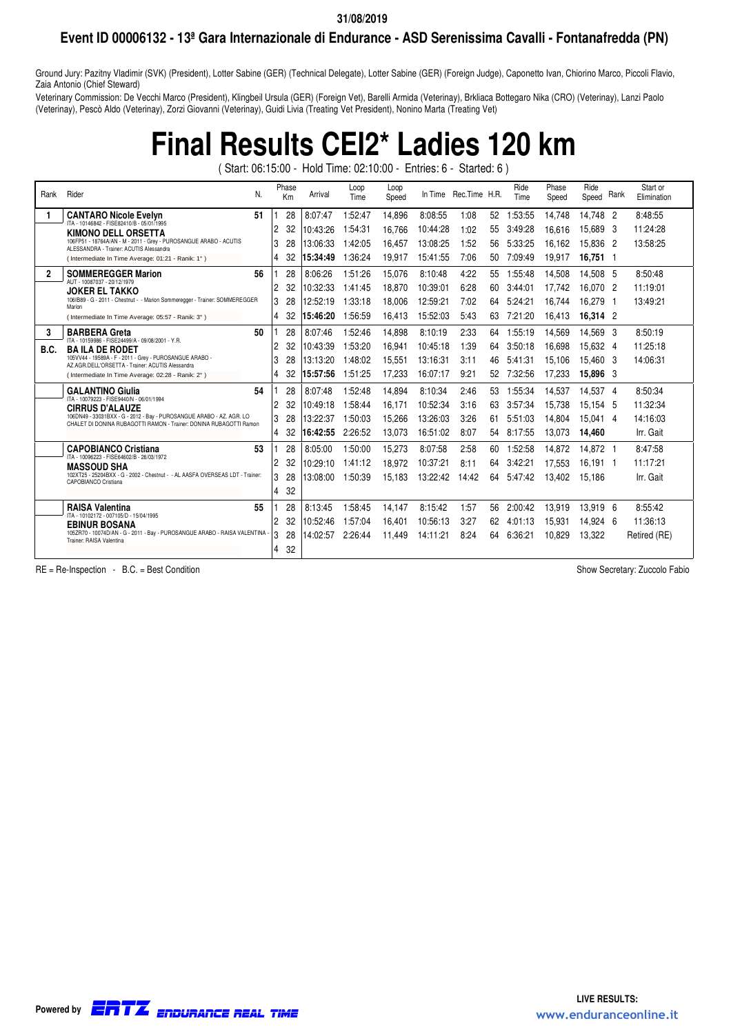31/08/2019

## Event ID 00006132 - 13ª Gara Internazionale di Endurance - ASD Serenissima Cavalli - Fontanafredda (PN)

Ground Jury: Pazitny Vladimir (SVK) (President), Lotter Sabine (GER) (Technical Delegate), Lotter Sabine (GER) (Foreign Judge), Caponetto Ivan, Chiorino Marco, Piccoli Flavio, Zaia Antonio (Chief Steward)

Veterinary Commission: De Vecchi Marco (President), Klingbeil Ursula (GER) (Foreign Vet), Barelli Armida (Veterinay), Brkliaca Bottegaro Nika (CRO) (Veterinay), Lanzi Paolo (Veterinay), Pescò Aldo (Veterinay), Zorzi Giovanni (Veterinay), Guidi Livia (Treating Vet President), Nonino Marta (Treating Vet)

# Final Results CEI2* Ladies 120 km

( Start: 06:15:00 - Hold Time: 02:10:00 - Entries: 6 - Started: 6 )

| Rank | Rider | N. | Phase | Km | Arrival | Loop Time | Loop Speed | In Time | Rec.Time | H.R. | Ride Time | Phase Speed | Ride Speed | Rank | Start or Elimination |
|---|---|---|---|---|---|---|---|---|---|---|---|---|---|---|---|
| 1 | **CANTARO Nicole Evelyn** ITA - 10146842 - FISE82410/B - 05/01/1995 | 51 | 1 | 28 | 8:07:47 | 1:52:47 | 14,896 | 8:08:55 | 1:08 | 52 | 1:53:55 | 14,748 | 14,748 | 2 | 8:48:55 |
| | **KIMONO DELL ORSETTA** 106FP51 - 18764A/AN - M - 2011 - Grey - PUROSANGUE ARABO - ACUTIS ALESSANDRA - Trainer: ACUTIS Alessandra | | 2 | 32 | 10:43:26 | 1:54:31 | 16,766 | 10:44:28 | 1:02 | 55 | 3:49:28 | 16,616 | 15,689 | 3 | 11:24:28 |
| | | | 3 | 28 | 13:06:33 | 1:42:05 | 16,457 | 13:08:25 | 1:52 | 56 | 5:33:25 | 16,162 | 15,836 | 2 | 13:58:25 |
| | ( Intermediate In Time Average: 01:21 - Ranik: 1° ) | | 4 | 32 | **15:34:49** | 1:36:24 | 19,917 | 15:41:55 | 7:06 | 50 | 7:09:49 | 19,917 | **16,751** | 1 | |
| 2 | **SOMMEREGGER Marion** AUT - 10087037 - 20/12/1979 | 56 | 1 | 28 | 8:06:26 | 1:51:26 | 15,076 | 8:10:48 | 4:22 | 55 | 1:55:48 | 14,508 | 14,508 | 5 | 8:50:48 |
| | **JOKER EL TAKKO** 106IB89 - G - 2011 - Chestnut - - Marion Sommeregger - Trainer: SOMMEREGGER Marion | | 2 | 32 | 10:32:33 | 1:41:45 | 18,870 | 10:39:01 | 6:28 | 60 | 3:44:01 | 17,742 | 16,070 | 2 | 11:19:01 |
| | | | 3 | 28 | 12:52:19 | 1:33:18 | 18,006 | 12:59:21 | 7:02 | 64 | 5:24:21 | 16,744 | 16,279 | 1 | 13:49:21 |
| | ( Intermediate In Time Average: 05:57 - Ranik: 3° ) | | 4 | 32 | **15:46:20** | 1:56:59 | 16,413 | 15:52:03 | 5:43 | 63 | 7:21:20 | 16,413 | **16,314** | 2 | |
| 3 | **BARBERA Greta** ITA - 10159986 - FISE24499/A - 09/08/2001 - Y.R. | 50 | 1 | 28 | 8:07:46 | 1:52:46 | 14,898 | 8:10:19 | 2:33 | 64 | 1:55:19 | 14,569 | 14,569 | 3 | 8:50:19 |
| B.C. | **BA ILA DE RODET** 105VV44 - 19588A - F - 2011 - Grey - PUROSANGUE ARABO - AZ.AGR.DELL'ORSETTA - Trainer: ACUTIS Alessandra | | 2 | 32 | 10:43:39 | 1:53:20 | 16,941 | 10:45:18 | 1:39 | 64 | 3:50:18 | 16,698 | 15,632 | 4 | 11:25:18 |
| | | | 3 | 28 | 13:13:20 | 1:48:02 | 15,551 | 13:16:31 | 3:11 | 46 | 5:41:31 | 15,106 | 15,460 | 3 | 14:06:31 |
| | ( Intermediate In Time Average: 02:28 - Ranik: 2° ) | | 4 | 32 | **15:57:56** | 1:51:25 | 17,233 | 16:07:17 | 9:21 | 52 | 7:32:56 | 17,233 | **15,896** | 3 | |
| | **GALANTINO Giulia** ITA - 10079223 - FISE9440/N - 06/01/1994 | 54 | 1 | 28 | 8:07:48 | 1:52:48 | 14,894 | 8:10:34 | 2:46 | 53 | 1:55:34 | 14,537 | 14,537 | 4 | 8:50:34 |
| | **CIRRUS D'ALAUZE** 106DN49 - 33031BXX - G - 2012 - Bay - PUROSANGUE ARABO - AZ. AGR. LO CHALET DI DONINA RUBAGOTTI RAMON - Trainer: DONINA RUBAGOTTI Ramon | | 2 | 32 | 10:49:18 | 1:58:44 | 16,171 | 10:52:34 | 3:16 | 63 | 3:57:34 | 15,738 | 15,154 | 5 | 11:32:34 |
| | | | 3 | 28 | 13:22:37 | 1:50:03 | 15,266 | 13:26:03 | 3:26 | 61 | 5:51:03 | 14,804 | 15,041 | 4 | 14:16:03 |
| | | | 4 | 32 | **16:42:55** | 2:26:52 | 13,073 | 16:51:02 | 8:07 | 54 | 8:17:55 | 13,073 | **14,460** | | Irr. Gait |
| | **CAPOBIANCO Cristiana** ITA - 10096223 - FISE64602/B - 26/03/1972 | 53 | 1 | 28 | 8:05:00 | 1:50:00 | 15,273 | 8:07:58 | 2:58 | 60 | 1:52:58 | 14,872 | 14,872 | 1 | 8:47:58 |
| | **MASSOUD SHA** 102XT25 - 25204BXX - G - 2002 - Chestnut - - AL AASFA OVERSEAS LDT - Trainer: CAPOBIANCO Cristiana | | 2 | 32 | 10:29:10 | 1:41:12 | 18,972 | 10:37:21 | 8:11 | 64 | 3:42:21 | 17,553 | 16,191 | 1 | 11:17:21 |
| | | | 3 | 28 | 13:08:00 | 1:50:39 | 15,183 | 13:22:42 | 14:42 | 64 | 5:47:42 | 13,402 | 15,186 | | Irr. Gait |
| | | | 4 | 32 | | | | | | | | | | | |
| | **RAISA Valentina** ITA - 10102172 - 007105/D - 15/04/1995 | 55 | 1 | 28 | 8:13:45 | 1:58:45 | 14,147 | 8:15:42 | 1:57 | 56 | 2:00:42 | 13,919 | 13,919 | 6 | 8:55:42 |
| | **EBINUR BOSANA** 105ZR70 - 10074D/AN - G - 2011 - Bay - PUROSANGUE ARABO - RAISA VALENTINA - Trainer: RAISA Valentina | | 2 | 32 | 10:52:46 | 1:57:04 | 16,401 | 10:56:13 | 3:27 | 62 | 4:01:13 | 15,931 | 14,924 | 6 | 11:36:13 |
| | | | 3 | 28 | 14:02:57 | 2:26:44 | 11,449 | 14:11:21 | 8:24 | 64 | 6:36:21 | 10,829 | 13,322 | | Retired (RE) |
| | | | 4 | 32 | | | | | | | | | | | |

RE = Re-Inspection - B.C. = Best Condition

Show Secretary: Zuccolo Fabio

Powered by ERTZ ENDURANCE REAL TIME

LIVE RESULTS: www.enduranceonline.it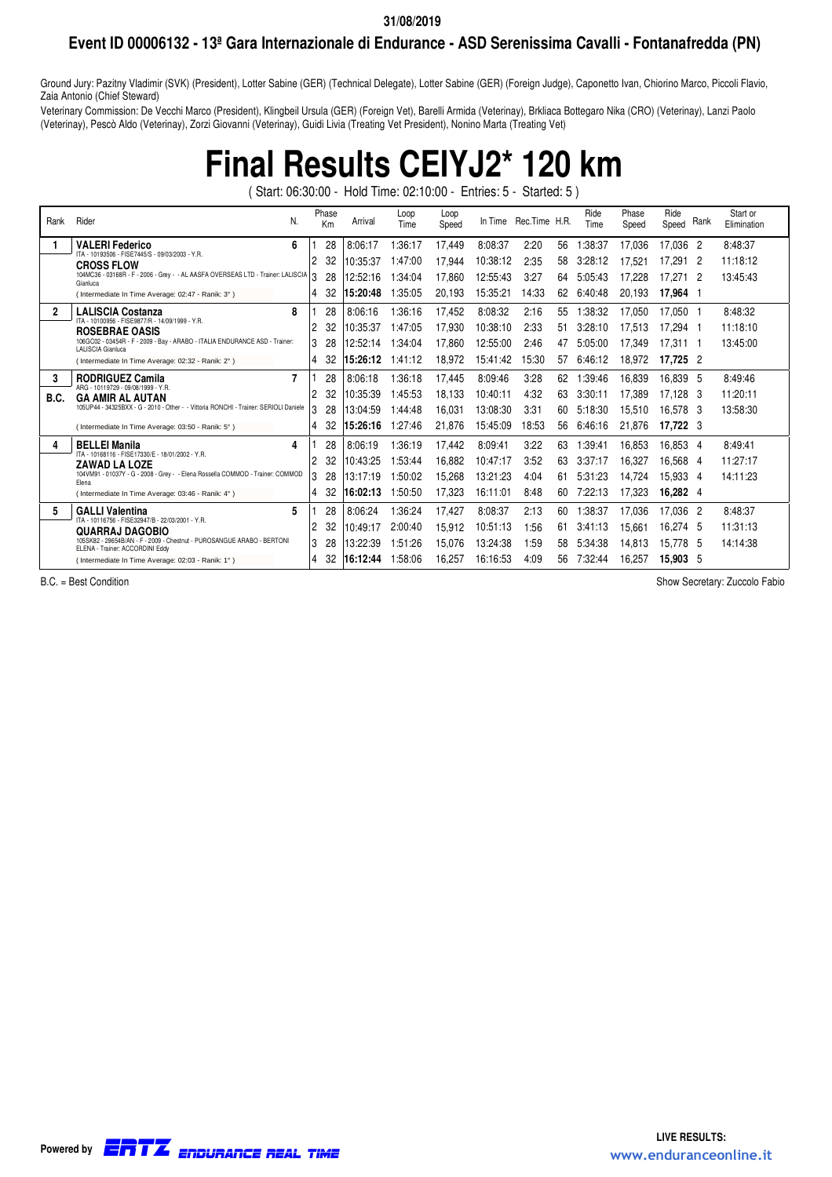31/08/2019

## Event ID 00006132 - 13ª Gara Internazionale di Endurance - ASD Serenissima Cavalli - Fontanafredda (PN)

Ground Jury: Pazitny Vladimir (SVK) (President), Lotter Sabine (GER) (Technical Delegate), Lotter Sabine (GER) (Foreign Judge), Caponetto Ivan, Chiorino Marco, Piccoli Flavio, Zaia Antonio (Chief Steward)

Veterinary Commission: De Vecchi Marco (President), Klingbeil Ursula (GER) (Foreign Vet), Barelli Armida (Veterinay), Brkliaca Bottegaro Nika (CRO) (Veterinay), Lanzi Paolo (Veterinay), Pescò Aldo (Veterinay), Zorzi Giovanni (Veterinay), Guidi Livia (Treating Vet President), Nonino Marta (Treating Vet)

# Final Results CEIYJ2* 120 km

( Start: 06:30:00 - Hold Time: 02:10:00 - Entries: 5 - Started: 5 )

| Rank | Rider | N. | Phase | Km | Arrival | Loop Time | Loop Speed | In Time | Rec.Time | H.R. | Ride Time | Phase Speed | Ride Speed | Rank | Start or Elimination |
|---|---|---|---|---|---|---|---|---|---|---|---|---|---|---|---|
| 1 | **VALERI Federico** ITA - 10193506 - FISE7445/S - 09/03/2003 - Y.R. | 6 | 1 | 28 | 8:06:17 | 1:36:17 | 17,449 | 8:08:37 | 2:20 | 56 | 1:38:37 | 17,036 | 17,036 | 2 | 8:48:37 |
| | **CROSS FLOW** | | 2 | 32 | 10:35:37 | 1:47:00 | 17,944 | 10:38:12 | 2:35 | 58 | 3:28:12 | 17,521 | 17,291 | 2 | 11:18:12 |
| | 104MC36 - 03168R - F - 2006 - Grey - - AL AASFA OVERSEAS LTD - Trainer: LALISCIA Gianluca | | 3 | 28 | 12:52:16 | 1:34:04 | 17,860 | 12:55:43 | 3:27 | 64 | 5:05:43 | 17,228 | 17,271 | 2 | 13:45:43 |
| | ( Intermediate In Time Average: 02:47 - Ranik: 3° ) | | 4 | 32 | **15:20:48** | 1:35:05 | 20,193 | 15:35:21 | 14:33 | 62 | 6:40:48 | 20,193 | **17,964** | 1 | |
| 2 | **LALISCIA Costanza** ITA - 10100956 - FISE9877/R - 14/09/1999 - Y.R. | 8 | 1 | 28 | 8:06:16 | 1:36:16 | 17,452 | 8:08:32 | 2:16 | 55 | 1:38:32 | 17,050 | 17,050 | 1 | 8:48:32 |
| | **ROSEBRAE OASIS** | | 2 | 32 | 10:35:37 | 1:47:05 | 17,930 | 10:38:10 | 2:33 | 51 | 3:28:10 | 17,513 | 17,294 | 1 | 11:18:10 |
| | 106GC02 - 03454R - F - 2009 - Bay - ARABO - ITALIA ENDURANCE ASD - Trainer: LALISCIA Gianluca | | 3 | 28 | 12:52:14 | 1:34:04 | 17,860 | 12:55:00 | 2:46 | 47 | 5:05:00 | 17,349 | 17,311 | 1 | 13:45:00 |
| | ( Intermediate In Time Average: 02:32 - Ranik: 2° ) | | 4 | 32 | **15:26:12** | 1:41:12 | 18,972 | 15:41:42 | 15:30 | 57 | 6:46:12 | 18,972 | **17,725** | 2 | |
| 3 B.C. | **RODRIGUEZ Camila** ARG - 10119729 - 09/08/1999 - Y.R. | 7 | 1 | 28 | 8:06:18 | 1:36:18 | 17,445 | 8:09:46 | 3:28 | 62 | 1:39:46 | 16,839 | 16,839 | 5 | 8:49:46 |
| | **GA AMIR AL AUTAN** | | 2 | 32 | 10:35:39 | 1:45:53 | 18,133 | 10:40:11 | 4:32 | 63 | 3:30:11 | 17,389 | 17,128 | 3 | 11:20:11 |
| | 105UP44 - 34325BX - G - 2010 - Other - - Vittoria RONCHI - Trainer: SERIOLI Daniele | | 3 | 28 | 13:04:59 | 1:44:48 | 16,031 | 13:08:30 | 3:31 | 60 | 5:18:30 | 15,510 | 16,578 | 3 | 13:58:30 |
| | ( Intermediate In Time Average: 03:50 - Ranik: 5° ) | | 4 | 32 | **15:26:16** | 1:27:46 | 21,876 | 15:45:09 | 18:53 | 56 | 6:46:16 | 21,876 | **17,722** | 3 | |
| 4 | **BELLEI Manila** ITA - 10168116 - FISE17330/E - 18/01/2002 - Y.R. | 4 | 1 | 28 | 8:06:19 | 1:36:19 | 17,442 | 8:09:41 | 3:22 | 63 | 1:39:41 | 16,853 | 16,853 | 4 | 8:49:41 |
| | **ZAWAD LA LOZE** | | 2 | 32 | 10:43:25 | 1:53:44 | 16,882 | 10:47:17 | 3:52 | 63 | 3:37:17 | 16,327 | 16,568 | 4 | 11:27:17 |
| | 104VM91 - 01037Y - G - 2008 - Grey - - Elena Rossella COMMOD - Trainer: COMMOD Elena | | 3 | 28 | 13:17:19 | 1:50:02 | 15,268 | 13:21:23 | 4:04 | 61 | 5:31:23 | 14,724 | 15,933 | 4 | 14:11:23 |
| | ( Intermediate In Time Average: 03:46 - Ranik: 4° ) | | 4 | 32 | **16:02:13** | 1:50:50 | 17,323 | 16:11:01 | 8:48 | 60 | 7:22:13 | 17,323 | **16,282** | 4 | |
| 5 | **GALLI Valentina** ITA - 10116756 - FISE32947/B - 22/03/2001 - Y.R. | 5 | 1 | 28 | 8:06:24 | 1:36:24 | 17,427 | 8:08:37 | 2:13 | 60 | 1:38:37 | 17,036 | 17,036 | 2 | 8:48:37 |
| | **QUARRAJ DAGOBIO** | | 2 | 32 | 10:49:17 | 2:00:40 | 15,912 | 10:51:13 | 1:56 | 61 | 3:41:13 | 15,661 | 16,274 | 5 | 11:31:13 |
| | 105SK82 - 29654B/AN - F - 2009 - Chestnut - PUROSANGUE ARABO - BERTONI ELENA - Trainer: ACCORDINI Eddy | | 3 | 28 | 13:22:39 | 1:51:26 | 15,076 | 13:24:38 | 1:59 | 58 | 5:34:38 | 14,813 | 15,778 | 5 | 14:14:38 |
| | ( Intermediate In Time Average: 02:03 - Ranik: 1° ) | | 4 | 32 | **16:12:44** | 1:58:06 | 16,257 | 16:16:53 | 4:09 | 56 | 7:32:44 | 16,257 | **15,903** | 5 | |

B.C. = Best Condition

Show Secretary: Zuccolo Fabio

Powered by ERTZ ENDURANCE REAL TIME

LIVE RESULTS: www.enduranceonline.it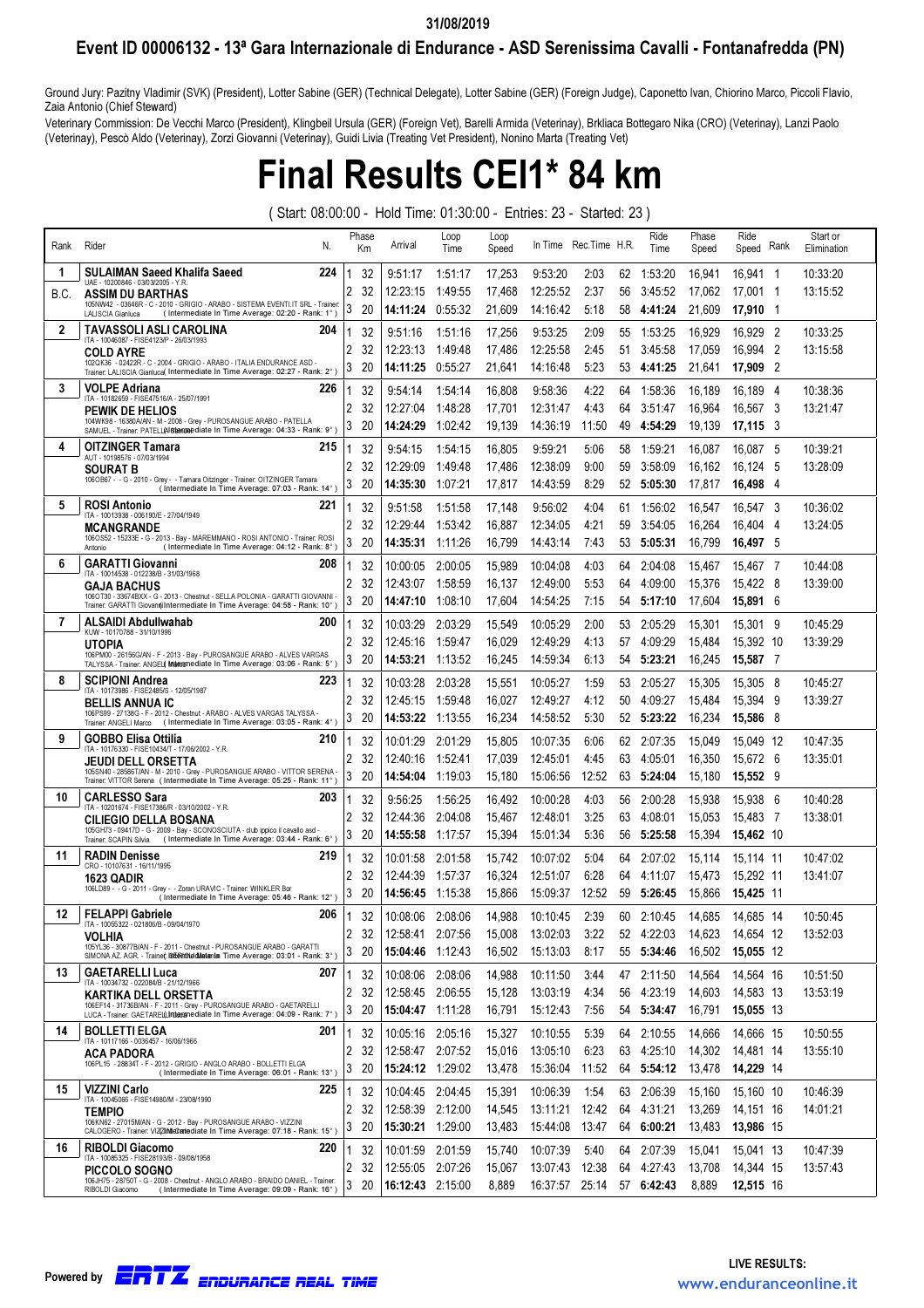31/08/2019

## Event ID 00006132 - 13ª Gara Internazionale di Endurance - ASD Serenissima Cavalli - Fontanafredda (PN)

Ground Jury: Pazitny Vladimir (SVK) (President), Lotter Sabine (GER) (Technical Delegate), Lotter Sabine (GER) (Foreign Judge), Caponetto Ivan, Chiorino Marco, Piccoli Flavio, Zaia Antonio (Chief Steward)

Veterinary Commission: De Vecchi Marco (President), Klingbeil Ursula (GER) (Foreign Vet), Barelli Armida (Veterinay), Brkliaca Bottegaro Nika (CRO) (Veterinay), Lanzi Paolo (Veterinay), Pescò Aldo (Veterinay), Zorzi Giovanni (Veterinay), Guidi Livia (Treating Vet President), Nonino Marta (Treating Vet)

# Final Results CEI1* 84 km

( Start: 08:00:00 - Hold Time: 01:30:00 - Entries: 23 - Started: 23 )

| Rank | Rider | N. | Phase | Km | Arrival | Loop Time | Loop Speed | In Time | Rec.Time | H.R. | Ride Time | Phase Speed | Ride Speed | Rank | Start or Elimination |
|---|---|---|---|---|---|---|---|---|---|---|---|---|---|---|---|
| 1 | **SULAIMAN Saeed Khalifa Saeed** | 224 | 1 | 32 | 9:51:17 | 1:51:17 | 17,253 | 9:53:20 | 2:03 | 62 | 1:53:20 | 16,941 | 16,941 | 1 | 10:33:20 |
| B.C. | UAE - 10200846 - 03/03/2005 - Y.R. **ASSIM DU BARTHAS** 105NW42 - 03646R - C - 2010 - GRIGIO - ARABO - SISTEMA EVENTI.IT SRL - Trainer: LALISCIA Gianluca | | 2 | 32 | 12:23:15 | 1:49:55 | 17,468 | 12:25:52 | 2:37 | 56 | 3:45:52 | 17,062 | 17,001 | 1 | 13:15:52 |
| | ( Intermediate In Time Average: 02:20 - Rank: 1° ) | | 3 | 20 | **14:11:24** | 0:55:32 | 21,609 | 14:16:42 | 5:18 | 58 | **4:41:24** | 21,609 | **17,910** | 1 | |
| 2 | **TAVASSOLI ASLI CAROLINA** | 204 | 1 | 32 | 9:51:16 | 1:51:16 | 17,256 | 9:53:25 | 2:09 | 55 | 1:53:25 | 16,929 | 16,929 | 2 | 10:33:25 |
| | ITA - 10046087 - FISE4123/P - 26/03/1993 **COLD AYRE** 102QK36 - 02422R - C - 2004 - GRIGIO - ARABO - ITALIA ENDURANCE ASD - Trainer: LALISCIA Gianluca | | 2 | 32 | 12:23:13 | 1:49:48 | 17,486 | 12:25:58 | 2:45 | 51 | 3:45:58 | 17,059 | 16,994 | 2 | 13:15:58 |
| | ( Intermediate In Time Average: 02:27 - Rank: 2° ) | | 3 | 20 | **14:11:25** | 0:55:27 | 21,641 | 14:16:48 | 5:23 | 53 | **4:41:25** | 21,641 | **17,909** | 2 | |
| 3 | **VOLPE Adriana** | 226 | 1 | 32 | 9:54:14 | 1:54:14 | 16,808 | 9:58:36 | 4:22 | 64 | 1:58:36 | 16,189 | 16,189 | 4 | 10:38:36 |
| | ITA - 10182659 - FISE47516/A - 25/07/1991 **PEWIK DE HELIOS** 104WK98 - 16380A/AN - M - 2008 - Grey - PUROSANGUE ARABO - PATELLA SAMUEL - Trainer: PATELLA Samuel | | 2 | 32 | 12:27:04 | 1:48:28 | 17,701 | 12:31:47 | 4:43 | 64 | 3:51:47 | 16,964 | 16,567 | 3 | 13:21:47 |
| | ( Intermediate In Time Average: 04:33 - Rank: 9° ) | | 3 | 20 | **14:24:29** | 1:02:42 | 19,139 | 14:36:19 | 11:50 | 49 | **4:54:29** | 19,139 | **17,115** | 3 | |
| 4 | **OITZINGER Tamara** | 215 | 1 | 32 | 9:54:15 | 1:54:15 | 16,805 | 9:59:21 | 5:06 | 58 | 1:59:21 | 16,087 | 16,087 | 5 | 10:39:21 |
| | AUT - 10198576 - 07/03/1994 **SOURAT B** 106OB67 - - G - 2010 - Grey - - Tamara Oitzinger - Trainer: OITZINGER Tamara | | 2 | 32 | 12:29:09 | 1:49:48 | 17,486 | 12:38:09 | 9:00 | 59 | 3:58:09 | 16,162 | 16,124 | 5 | 13:28:09 |
| | ( Intermediate In Time Average: 07:03 - Rank: 14° ) | | 3 | 20 | **14:35:30** | 1:07:21 | 17,817 | 14:43:59 | 8:29 | 52 | **5:05:30** | 17,817 | **16,498** | 4 | |
| 5 | **ROSI Antonio** | 221 | 1 | 32 | 9:51:58 | 1:51:58 | 17,148 | 9:56:02 | 4:04 | 61 | 1:56:02 | 16,547 | 16,547 | 3 | 10:36:02 |
| | ITA - 10013938 - 006190/E - 27/04/1949 **MCANGRANDE** 106OS52 - 15233E - G - 2013 - Bay - MAREMMANO - ROSI ANTONIO - Trainer: ROSI Antonio | | 2 | 32 | 12:29:44 | 1:53:42 | 16,887 | 12:34:05 | 4:21 | 59 | 3:54:05 | 16,264 | 16,404 | 4 | 13:24:05 |
| | ( Intermediate In Time Average: 04:12 - Rank: 8° ) | | 3 | 20 | **14:35:31** | 1:11:26 | 16,799 | 14:43:14 | 7:43 | 53 | **5:05:31** | 16,799 | **16,497** | 5 | |
| 6 | **GARATTI Giovanni** | 208 | 1 | 32 | 10:00:05 | 2:00:05 | 15,989 | 10:04:08 | 4:03 | 64 | 2:04:08 | 15,467 | 15,467 | 7 | 10:44:08 |
| | ITA - 10014538 - 012238/B - 31/03/1968 **GAJA BACHUS** 106OT30 - 33674BXX - G - 2013 - Chestnut - SELLA POLONIA - GARATTI GIOVANNI - Trainer: GARATTI Giovanni | | 2 | 32 | 12:43:07 | 1:58:59 | 16,137 | 12:49:00 | 5:53 | 64 | 4:09:00 | 15,376 | 15,422 | 8 | 13:39:00 |
| | ( Intermediate In Time Average: 04:58 - Rank: 10° ) | | 3 | 20 | **14:47:10** | 1:08:10 | 17,604 | 14:54:25 | 7:15 | 54 | **5:17:10** | 17,604 | **15,891** | 6 | |
| 7 | **ALSAIDI Abdullwahab** | 200 | 1 | 32 | 10:03:29 | 2:03:29 | 15,549 | 10:05:29 | 2:00 | 53 | 2:05:29 | 15,301 | 15,301 | 9 | 10:45:29 |
| | KUW - 10170788 - 31/10/1996 **UTOPIA** 106PM00 - 26156G/AN - F - 2013 - Bay - PUROSANGUE ARABO - ALVES VARGAS TALYSSA - Trainer: ANGELI Marco | | 2 | 32 | 12:45:16 | 1:59:47 | 16,029 | 12:49:29 | 4:13 | 57 | 4:09:29 | 15,484 | 15,392 | 10 | 13:39:29 |
| | ( Intermediate In Time Average: 03:06 - Rank: 5° ) | | 3 | 20 | **14:53:21** | 1:13:52 | 16,245 | 14:59:34 | 6:13 | 54 | **5:23:21** | 16,245 | **15,587** | 7 | |
| 8 | **SCIPIONI Andrea** | 223 | 1 | 32 | 10:03:28 | 2:03:28 | 15,551 | 10:05:27 | 1:59 | 53 | 2:05:27 | 15,305 | 15,305 | 8 | 10:45:27 |
| | ITA - 10173986 - FISE2485/S - 12/05/1987 **BELLIS ANNUA IC** 106PS99 - 27138G - F - 2012 - Chestnut - ARABO - ALVES VARGAS TALYSSA - Trainer: ANGELI Marco | | 2 | 32 | 12:45:15 | 1:59:48 | 16,027 | 12:49:27 | 4:12 | 50 | 4:09:27 | 15,484 | 15,394 | 9 | 13:39:27 |
| | ( Intermediate In Time Average: 03:05 - Rank: 4° ) | | 3 | 20 | **14:53:22** | 1:13:55 | 16,234 | 14:58:52 | 5:30 | 52 | **5:23:22** | 16,234 | **15,586** | 8 | |
| 9 | **GOBBO Elisa Ottilia** | 210 | 1 | 32 | 10:01:29 | 2:01:29 | 15,805 | 10:07:35 | 6:06 | 62 | 2:07:35 | 15,049 | 15,049 | 12 | 10:47:35 |
| | ITA - 10176330 - FISE10434/T - 17/06/2002 - Y.R. **JEUDI DELL ORSETTA** 105SN40 - 28586T/AN - M - 2010 - Grey - PUROSANGUE ARABO - VITTOR SERENA - Trainer: VITTOR Serena | | 2 | 32 | 12:40:16 | 1:52:41 | 17,039 | 12:45:01 | 4:45 | 63 | 4:05:01 | 16,350 | 15,672 | 6 | 13:35:01 |
| | ( Intermediate In Time Average: 05:25 - Rank: 11° ) | | 3 | 20 | **14:54:04** | 1:19:03 | 15,180 | 15:06:56 | 12:52 | 63 | **5:24:04** | 15,180 | **15,552** | 9 | |
| 10 | **CARLESSO Sara** | 203 | 1 | 32 | 9:56:25 | 1:56:25 | 16,492 | 10:00:28 | 4:03 | 56 | 2:00:28 | 15,938 | 15,938 | 6 | 10:40:28 |
| | ITA - 10201674 - FISE17386/R - 03/10/2002 - Y.R. **CILIEGIO DELLA BOSANA** 105GH73 - 09417D - G - 2009 - Bay - SCONOSCIUTA - club ippico il cavallo asd - Trainer: SCAPIN Silvia | | 2 | 32 | 12:44:36 | 2:04:08 | 15,467 | 12:48:01 | 3:25 | 63 | 4:08:01 | 15,053 | 15,483 | 7 | 13:38:01 |
| | ( Intermediate In Time Average: 03:44 - Rank: 6° ) | | 3 | 20 | **14:55:58** | 1:17:57 | 15,394 | 15:01:34 | 5:36 | 56 | **5:25:58** | 15,394 | **15,462** | 10 | |
| 11 | **RADIN Denisse** | 219 | 1 | 32 | 10:01:58 | 2:01:58 | 15,742 | 10:07:02 | 5:04 | 64 | 2:07:02 | 15,114 | 15,114 | 11 | 10:47:02 |
| | CRO - 10107631 - 16/11/1995 **1623 QADIR** 106LD89 - - G - 2011 - Grey - - Zoran URAVIC - Trainer: WINKLER Bor | | 2 | 32 | 12:44:39 | 1:57:37 | 16,324 | 12:51:07 | 6:28 | 64 | 4:11:07 | 15,473 | 15,292 | 11 | 13:41:07 |
| | ( Intermediate In Time Average: 05:46 - Rank: 12° ) | | 3 | 20 | **14:56:45** | 1:15:38 | 15,866 | 15:09:37 | 12:52 | 59 | **5:26:45** | 15,866 | **15,425** | 11 | |
| 12 | **FELAPPI Gabriele** | 206 | 1 | 32 | 10:08:06 | 2:08:06 | 14,988 | 10:10:45 | 2:39 | 60 | 2:10:45 | 14,685 | 14,685 | 14 | 10:50:45 |
| | ITA - 10055322 - 021806/B - 09/04/1970 **VOLHIA** 105YL36 - 30877B/AN - F - 2011 - Chestnut - PUROSANGUE ARABO - GARATTI SIMONA AZ. AGR. - Trainer: FELAPPI Gabriele | | 2 | 32 | 12:58:41 | 2:07:56 | 15,008 | 13:02:03 | 3:22 | 52 | 4:22:03 | 14,623 | 14,654 | 12 | 13:52:03 |
| | ( Intermediate In Time Average: 03:01 - Rank: 3° ) | | 3 | 20 | **15:04:46** | 1:12:43 | 16,502 | 15:13:03 | 8:17 | 55 | **5:34:46** | 16,502 | **15,055** | 12 | |
| 13 | **GAETARELLI Luca** | 207 | 1 | 32 | 10:08:06 | 2:08:06 | 14,988 | 10:11:50 | 3:44 | 47 | 2:11:50 | 14,564 | 14,564 | 16 | 10:51:50 |
| | ITA - 10034732 - 022084/B - 21/12/1966 **KARTIKA DELL ORSETTA** 106EF14 - 31736B/AN - F - 2011 - Grey - PUROSANGUE ARABO - GAETARELLI LUCA - Trainer: GAETARELLI Luca | | 2 | 32 | 12:58:45 | 2:06:55 | 15,128 | 13:03:19 | 4:34 | 56 | 4:23:19 | 14,603 | 14,583 | 13 | 13:53:19 |
| | ( Intermediate In Time Average: 04:09 - Rank: 7° ) | | 3 | 20 | **15:04:47** | 1:11:28 | 16,791 | 15:12:43 | 7:56 | 54 | **5:34:47** | 16,791 | **15,055** | 13 | |
| 14 | **BOLLETTI ELGA** | 201 | 1 | 32 | 10:05:16 | 2:05:16 | 15,327 | 10:10:55 | 5:39 | 64 | 2:10:55 | 14,666 | 14,666 | 15 | 10:50:55 |
| | ITA - 10117166 - 0036457 - 16/06/1966 **ACA PADORA** 106PL15 - 28834T - F - 2012 - GRIGIO - ANGLO ARABO - BOLLETTI ELGA | | 2 | 32 | 12:58:47 | 2:07:52 | 15,016 | 13:05:10 | 6:23 | 63 | 4:25:10 | 14,302 | 14,481 | 14 | 13:55:10 |
| | ( Intermediate In Time Average: 06:01 - Rank: 13° ) | | 3 | 20 | **15:24:12** | 1:29:02 | 13,478 | 15:36:04 | 11:52 | 64 | **5:54:12** | 13,478 | **14,229** | 14 | |
| 15 | **VIZZINI Carlo** | 225 | 1 | 32 | 10:04:45 | 2:04:45 | 15,391 | 10:06:39 | 1:54 | 63 | 2:06:39 | 15,160 | 15,160 | 10 | 10:46:39 |
| | ITA - 10045066 - FISE14980/M - 23/08/1990 **TEMPIO** 106KN62 - 27015M/AN - G - 2012 - Bay - PUROSANGUE ARABO - VIZZINI CALOGERO - Trainer: VIZZINI Carlo | | 2 | 32 | 12:58:39 | 2:12:00 | 14,545 | 13:11:21 | 12:42 | 64 | 4:31:21 | 13,269 | 14,151 | 16 | 14:01:21 |
| | ( Intermediate In Time Average: 07:18 - Rank: 15° ) | | 3 | 20 | **15:30:21** | 1:29:00 | 13,483 | 15:44:08 | 13:47 | 64 | **6:00:21** | 13,483 | **13,986** | 15 | |
| 16 | **RIBOLDI Giacomo** | 220 | 1 | 32 | 10:01:59 | 2:01:59 | 15,740 | 10:07:39 | 5:40 | 64 | 2:07:39 | 15,041 | 15,041 | 13 | 10:47:39 |
| | ITA - 10085325 - FISE28193/B - 09/08/1958 **PICCOLO SOGNO** 106JH75 - 28750T - G - 2008 - Chestnut - ANGLO ARABO - BRAIDO DANIEL - Trainer: RIBOLDI Giacomo | | 2 | 32 | 12:55:05 | 2:07:26 | 15,067 | 13:07:43 | 12:38 | 64 | 4:27:43 | 13,708 | 14,344 | 15 | 13:57:43 |
| | ( Intermediate In Time Average: 09:09 - Rank: 16° ) | | 3 | 20 | **16:12:43** | 2:15:00 | 8,889 | 16:37:57 | 25:14 | 57 | **6:42:43** | 8,889 | **12,515** | 16 | |

Powered by ERTZ ENDURANCE REAL TIME

LIVE RESULTS: www.enduranceonline.it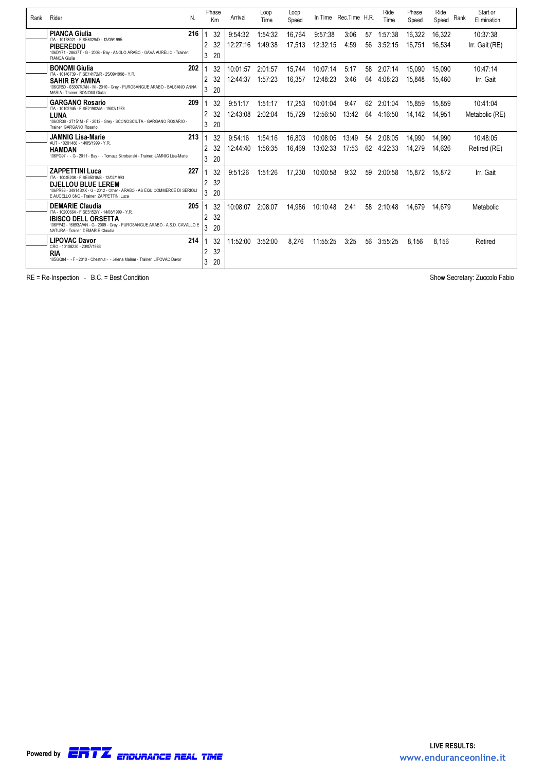| Rank | Rider | N. | Phase | Km | Arrival | Loop Time | Loop Speed | In Time | Rec.Time | H.R. | Ride Time | Phase Speed | Ride Speed | Rank | Start or Elimination |
|---|---|---|---|---|---|---|---|---|---|---|---|---|---|---|---|
| | **PIANCA Giulia** ITA - 10178021 - FISE8029/D - 12/09/1995 **PIBEREDDU** 106DY71 - 28637T - G - 2008 - Bay - ANGLO ARABO - GAVA AURELIO - Trainer: PIANCA Giulia | 216 | 1 | 32 | 9:54:32 | 1:54:32 | 16,764 | 9:57:38 | 3:06 | 57 | 1:57:38 | 16,322 | 16,322 | | 10:37:38 |
| | | | 2 | 32 | 12:27:16 | 1:49:38 | 17,513 | 12:32:15 | 4:59 | 56 | 3:52:15 | 16,751 | 16,534 | | Irr. Gait (RE) |
| | | | 3 | 20 | | | | | | | | | | | |
| | **BONOMI Giulia** ITA - 10146739 - FISE14172/R - 25/09/1998 - Y.R. **SAHIR BY AMINA** 106GR50 - 03307R/AN - M - 2010 - Grey - PUROSANGUE ARABO - BALSANO ANNA MARIA - Trainer: BONOMI Giulia | 202 | 1 | 32 | 10:01:57 | 2:01:57 | 15,744 | 10:07:14 | 5:17 | 58 | 2:07:14 | 15,090 | 15,090 | | 10:47:14 |
| | | | 2 | 32 | 12:44:37 | 1:57:23 | 16,357 | 12:48:23 | 3:46 | 64 | 4:08:23 | 15,848 | 15,460 | | Irr. Gait |
| | | | 3 | 20 | | | | | | | | | | | |
| | **GARGANO Rosario** ITA - 10102945 - FISE21902/M - 19/02/1973 **LUNA** 106OR38 - 27151M - F - 2012 - Grey - SCONOSCIUTA - GARGANO ROSARIO - Trainer: GARGANO Rosario | 209 | 1 | 32 | 9:51:17 | 1:51:17 | 17,253 | 10:01:04 | 9:47 | 62 | 2:01:04 | 15,859 | 15,859 | | 10:41:04 |
| | | | 2 | 32 | 12:43:08 | 2:02:04 | 15,729 | 12:56:50 | 13:42 | 64 | 4:16:50 | 14,142 | 14,951 | | Metabolic (RE) |
| | | | 3 | 20 | | | | | | | | | | | |
| | **JAMNIG Lisa-Marie** AUT - 10201486 - 14/05/1999 - Y.R. **HAMDAN** 106PG97 - - G - 2011 - Bay - - Tomasz Skrobanski - Trainer: JAMNIG Lisa-Marie | 213 | 1 | 32 | 9:54:16 | 1:54:16 | 16,803 | 10:08:05 | 13:49 | 54 | 2:08:05 | 14,990 | 14,990 | | 10:48:05 |
| | | | 2 | 32 | 12:44:40 | 1:56:35 | 16,469 | 13:02:33 | 17:53 | 62 | 4:22:33 | 14,279 | 14,626 | | Retired (RE) |
| | | | 3 | 20 | | | | | | | | | | | |
| | **ZAPPETTINI Luca** ITA - 10045208 - FISE35018/B - 12/02/1993 **DJELLOU BLUE LEREM** 106PR98 - 34914BXX - G - 2012 - Other - ARABO - AS EQUICOMMERCE DI SERIOLI E AUCELLO SNC - Trainer: ZAPPETTINI Luca | 227 | 1 | 32 | 9:51:26 | 1:51:26 | 17,230 | 10:00:58 | 9:32 | 59 | 2:00:58 | 15,872 | 15,872 | | Irr. Gait |
| | | | 2 | 32 | | | | | | | | | | | |
| | | | 3 | 20 | | | | | | | | | | | |
| | **DEMARIE Claudia** ITA - 10200664 - FISE5152/Y - 14/08/1999 - Y.R. **IBISCO DELL ORSETTA** 106PP42 - 16893A/AN - G - 2009 - Grey - PUROSANGUE ARABO - A.S.D. CAVALLO E NATURA - Trainer: DEMARIE Claudia | 205 | 1 | 32 | 10:08:07 | 2:08:07 | 14,986 | 10:10:48 | 2:41 | 58 | 2:10:48 | 14,679 | 14,679 | | Metabolic |
| | | | 2 | 32 | | | | | | | | | | | |
| | | | 3 | 20 | | | | | | | | | | | |
| | **LIPOVAC Davor** CRO - 10108220 - 23/07/1983 **RIA** 105GQ84 - - F - 2010 - Chestnut - - Jelena Malnar - Trainer: LIPOVAC Davor | 214 | 1 | 32 | 11:52:00 | 3:52:00 | 8,276 | 11:55:25 | 3:25 | 56 | 3:55:25 | 8,156 | 8,156 | | Retired |
| | | | 2 | 32 | | | | | | | | | | | |
| | | | 3 | 20 | | | | | | | | | | | |

RE = Re-Inspection - B.C. = Best Condition

Show Secretary: Zuccolo Fabio

Powered by ERTZ ENDURANCE REAL TIME

LIVE RESULTS: www.enduranceonline.it